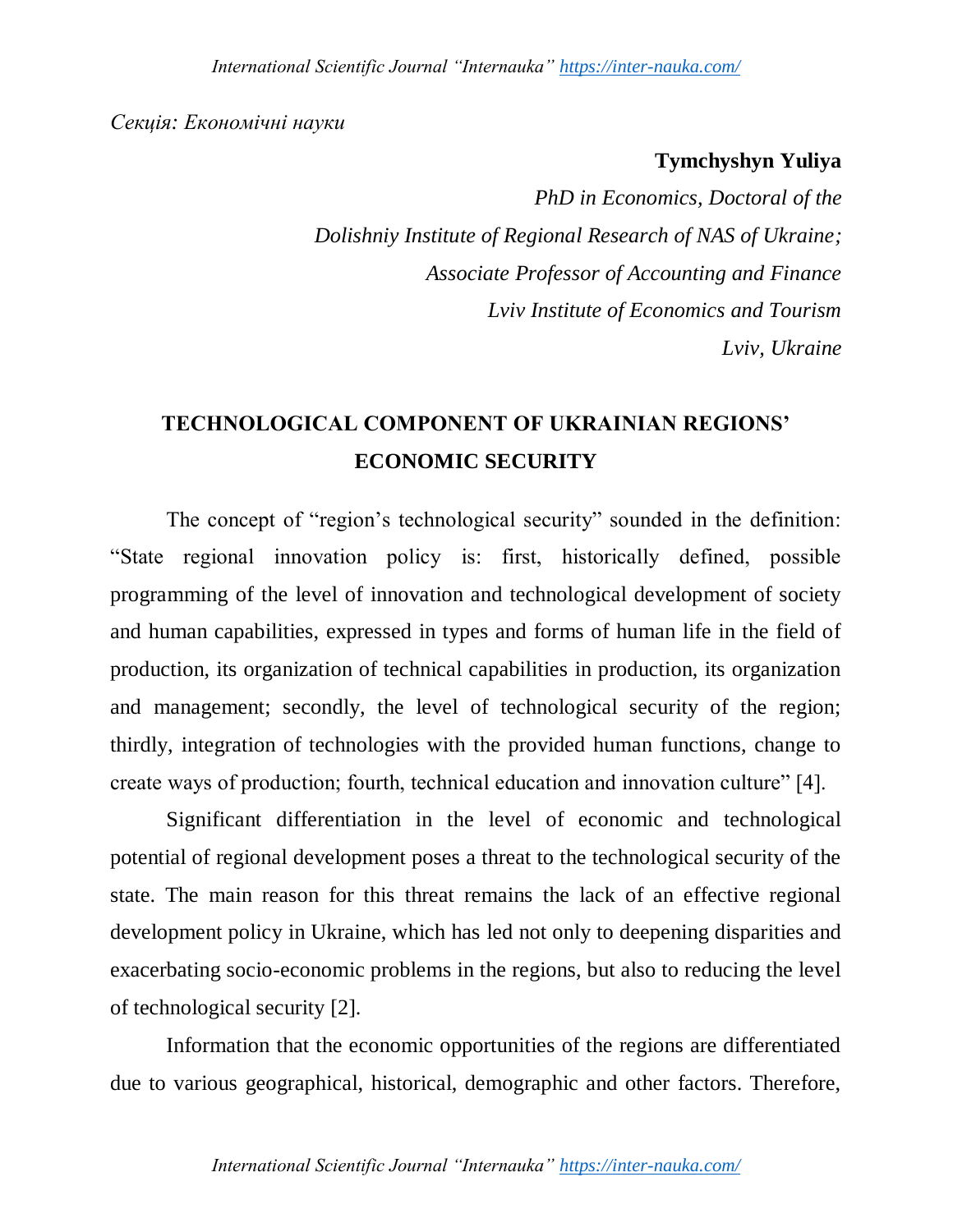*Секція: Економічні науки*

**Tymchyshyn Yuliya**

*PhD in Economics, Doctoral of the*
*Dolishniy Institute of Regional Research of NAS of Ukraine;*
*Associate Professor of Accounting and Finance*
*Lviv Institute of Economics and Tourism*
*Lviv, Ukraine*

# TECHNOLOGICAL COMPONENT OF UKRAINIAN REGIONS' ECONOMIC SECURITY

The concept of "region's technological security" sounded in the definition: "State regional innovation policy is: first, historically defined, possible programming of the level of innovation and technological development of society and human capabilities, expressed in types and forms of human life in the field of production, its organization of technical capabilities in production, its organization and management; secondly, the level of technological security of the region; thirdly, integration of technologies with the provided human functions, change to create ways of production; fourth, technical education and innovation culture" [4].

Significant differentiation in the level of economic and technological potential of regional development poses a threat to the technological security of the state. The main reason for this threat remains the lack of an effective regional development policy in Ukraine, which has led not only to deepening disparities and exacerbating socio-economic problems in the regions, but also to reducing the level of technological security [2].

Information that the economic opportunities of the regions are differentiated due to various geographical, historical, demographic and other factors. Therefore,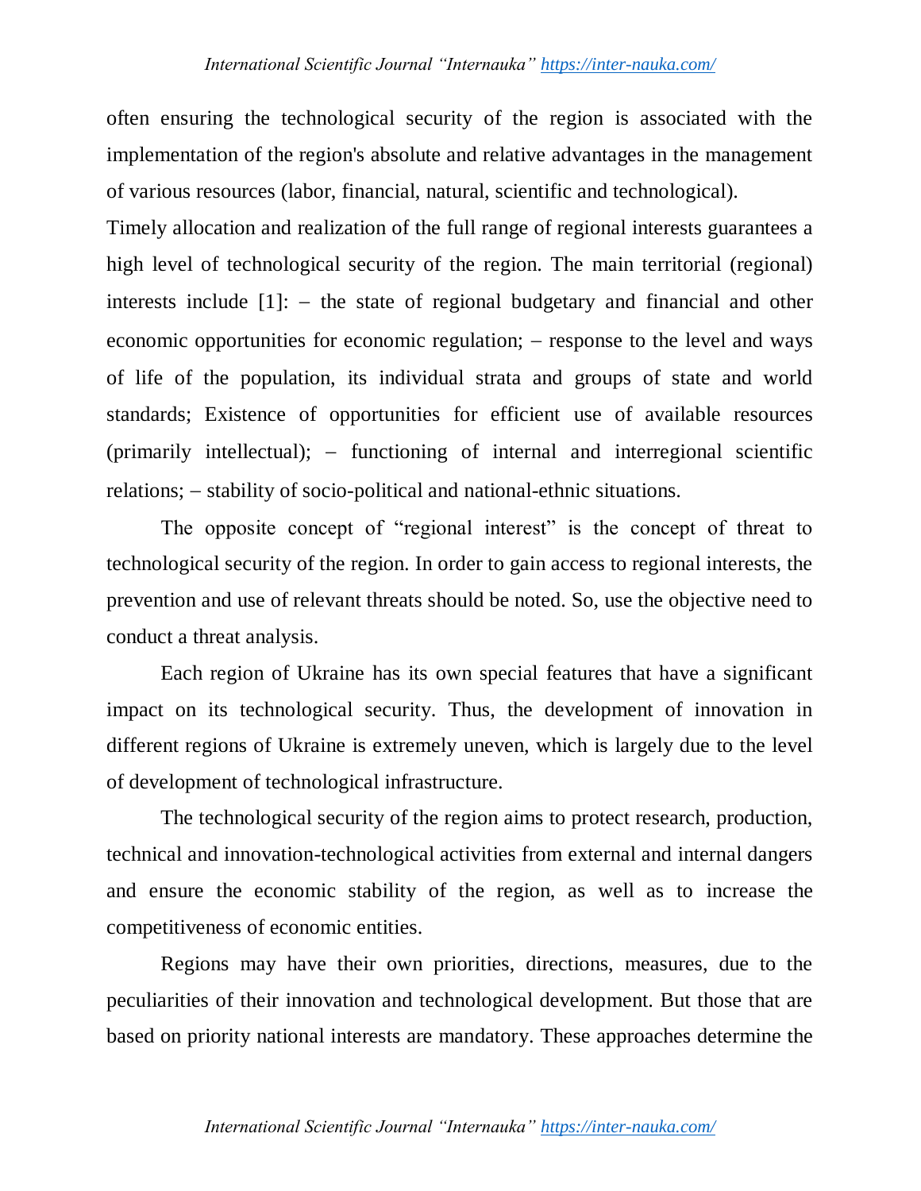often ensuring the technological security of the region is associated with the implementation of the region's absolute and relative advantages in the management of various resources (labor, financial, natural, scientific and technological).
Timely allocation and realization of the full range of regional interests guarantees a high level of technological security of the region. The main territorial (regional) interests include [1]: – the state of regional budgetary and financial and other economic opportunities for economic regulation; – response to the level and ways of life of the population, its individual strata and groups of state and world standards; Existence of opportunities for efficient use of available resources (primarily intellectual); – functioning of internal and interregional scientific relations; – stability of socio-political and national-ethnic situations.

The opposite concept of "regional interest" is the concept of threat to technological security of the region. In order to gain access to regional interests, the prevention and use of relevant threats should be noted. So, use the objective need to conduct a threat analysis.

Each region of Ukraine has its own special features that have a significant impact on its technological security. Thus, the development of innovation in different regions of Ukraine is extremely uneven, which is largely due to the level of development of technological infrastructure.

The technological security of the region aims to protect research, production, technical and innovation-technological activities from external and internal dangers and ensure the economic stability of the region, as well as to increase the competitiveness of economic entities.

Regions may have their own priorities, directions, measures, due to the peculiarities of their innovation and technological development. But those that are based on priority national interests are mandatory. These approaches determine the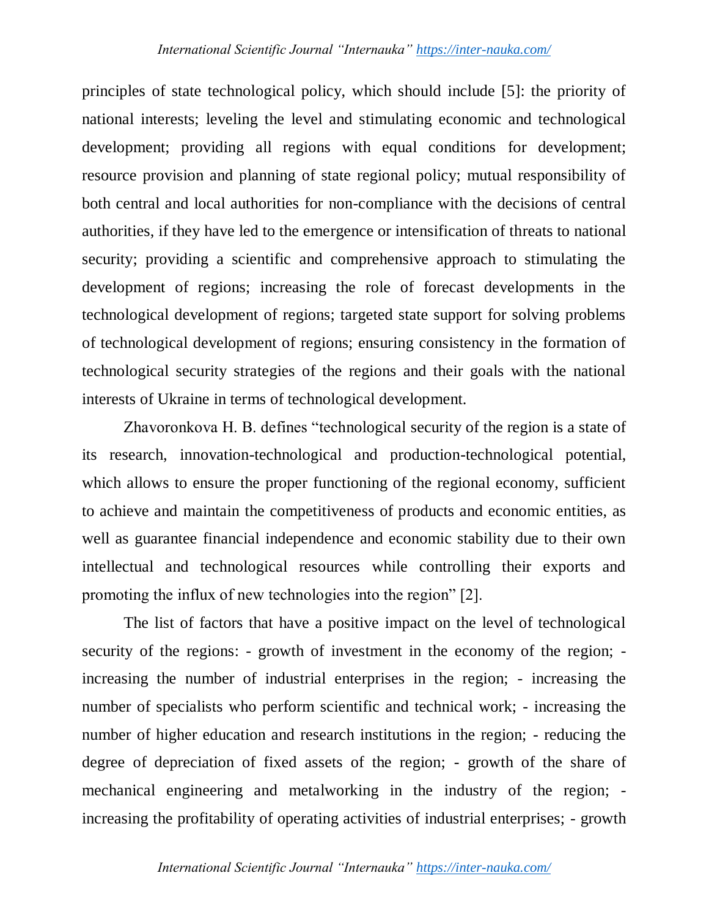principles of state technological policy, which should include [5]: the priority of national interests; leveling the level and stimulating economic and technological development; providing all regions with equal conditions for development; resource provision and planning of state regional policy; mutual responsibility of both central and local authorities for non-compliance with the decisions of central authorities, if they have led to the emergence or intensification of threats to national security; providing a scientific and comprehensive approach to stimulating the development of regions; increasing the role of forecast developments in the technological development of regions; targeted state support for solving problems of technological development of regions; ensuring consistency in the formation of technological security strategies of the regions and their goals with the national interests of Ukraine in terms of technological development.

Zhavoronkova H. B. defines “technological security of the region is a state of its research, innovation-technological and production-technological potential, which allows to ensure the proper functioning of the regional economy, sufficient to achieve and maintain the competitiveness of products and economic entities, as well as guarantee financial independence and economic stability due to their own intellectual and technological resources while controlling their exports and promoting the influx of new technologies into the region” [2].

The list of factors that have a positive impact on the level of technological security of the regions: - growth of investment in the economy of the region; - increasing the number of industrial enterprises in the region; - increasing the number of specialists who perform scientific and technical work; - increasing the number of higher education and research institutions in the region; - reducing the degree of depreciation of fixed assets of the region; - growth of the share of mechanical engineering and metalworking in the industry of the region; - increasing the profitability of operating activities of industrial enterprises; - growth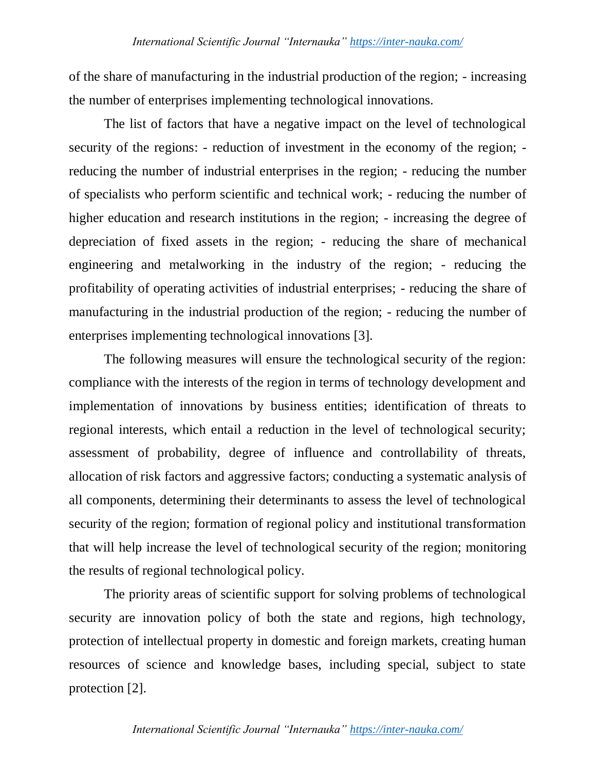of the share of manufacturing in the industrial production of the region; - increasing the number of enterprises implementing technological innovations.

The list of factors that have a negative impact on the level of technological security of the regions: - reduction of investment in the economy of the region; - reducing the number of industrial enterprises in the region; - reducing the number of specialists who perform scientific and technical work; - reducing the number of higher education and research institutions in the region; - increasing the degree of depreciation of fixed assets in the region; - reducing the share of mechanical engineering and metalworking in the industry of the region; - reducing the profitability of operating activities of industrial enterprises; - reducing the share of manufacturing in the industrial production of the region; - reducing the number of enterprises implementing technological innovations [3].

The following measures will ensure the technological security of the region: compliance with the interests of the region in terms of technology development and implementation of innovations by business entities; identification of threats to regional interests, which entail a reduction in the level of technological security; assessment of probability, degree of influence and controllability of threats, allocation of risk factors and aggressive factors; conducting a systematic analysis of all components, determining their determinants to assess the level of technological security of the region; formation of regional policy and institutional transformation that will help increase the level of technological security of the region; monitoring the results of regional technological policy.

The priority areas of scientific support for solving problems of technological security are innovation policy of both the state and regions, high technology, protection of intellectual property in domestic and foreign markets, creating human resources of science and knowledge bases, including special, subject to state protection [2].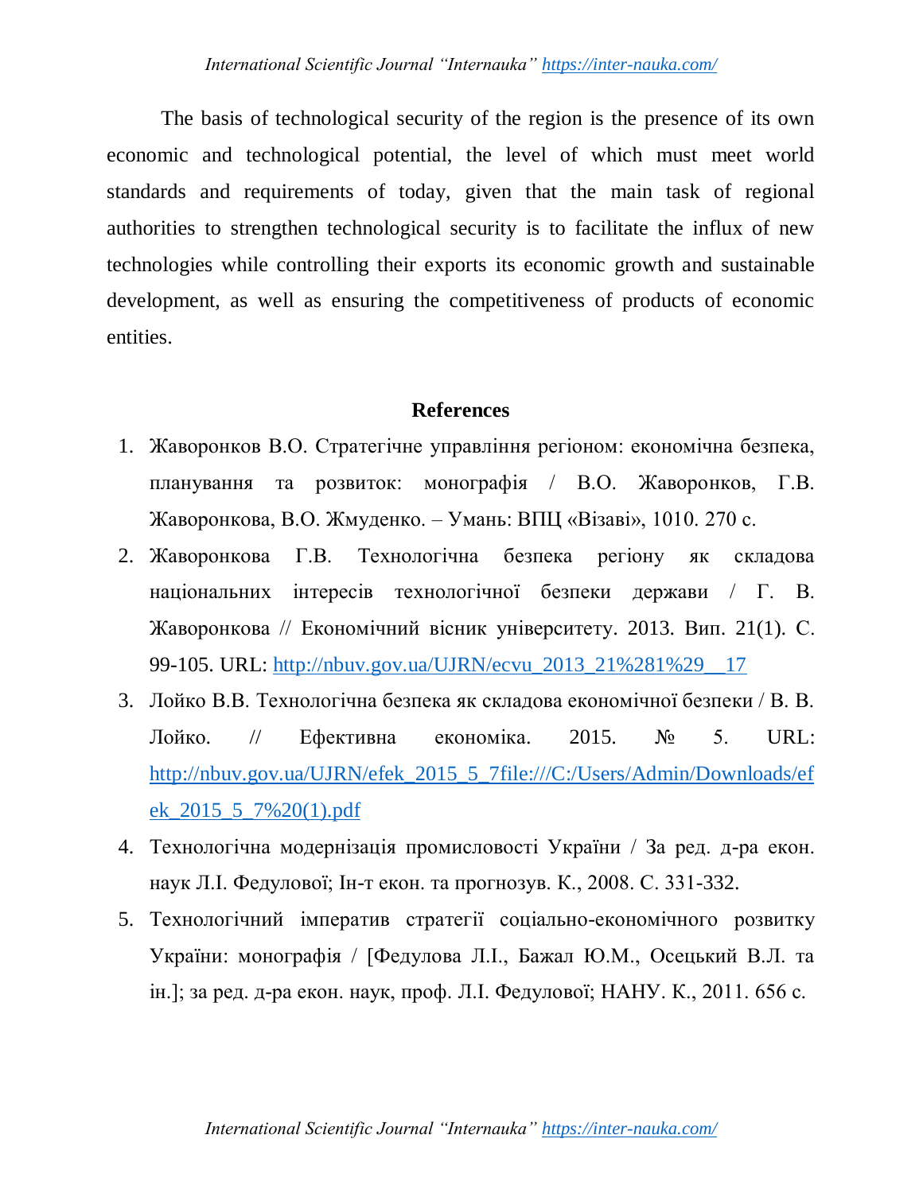The basis of technological security of the region is the presence of its own economic and technological potential, the level of which must meet world standards and requirements of today, given that the main task of regional authorities to strengthen technological security is to facilitate the influx of new technologies while controlling their exports its economic growth and sustainable development, as well as ensuring the competitiveness of products of economic entities.

## References

1. Жаворонков В.О. Стратегічне управління регіоном: економічна безпека, планування та розвиток: монографія / В.О. Жаворонков, Г.В. Жаворонкова, В.О. Жмуденко. – Умань: ВПЦ «Візаві», 1010. 270 с.
2. Жаворонкова Г.В. Технологічна безпека регіону як складова національних інтересів технологічної безпеки держави / Г. В. Жаворонкова // Економічний вісник університету. 2013. Вип. 21(1). С. 99-105. URL: http://nbuv.gov.ua/UJRN/ecvu_2013_21%281%29__17
3. Лойко В.В. Технологічна безпека як складова економічної безпеки / В. В. Лойко. // Ефективна економіка. 2015. № 5. URL: http://nbuv.gov.ua/UJRN/efek_2015_5_7file:///C:/Users/Admin/Downloads/efek_2015_5_7%20(1).pdf
4. Технологічна модернізація промисловості України / За ред. д-ра екон. наук Л.І. Федулової; Ін-т екон. та прогнозув. К., 2008. С. 331-332.
5. Технологічний імператив стратегії соціально-економічного розвитку України: монографія / [Федулова Л.І., Бажал Ю.М., Осецький В.Л. та ін.]; за ред. д-ра екон. наук, проф. Л.І. Федулової; НАНУ. К., 2011. 656 с.